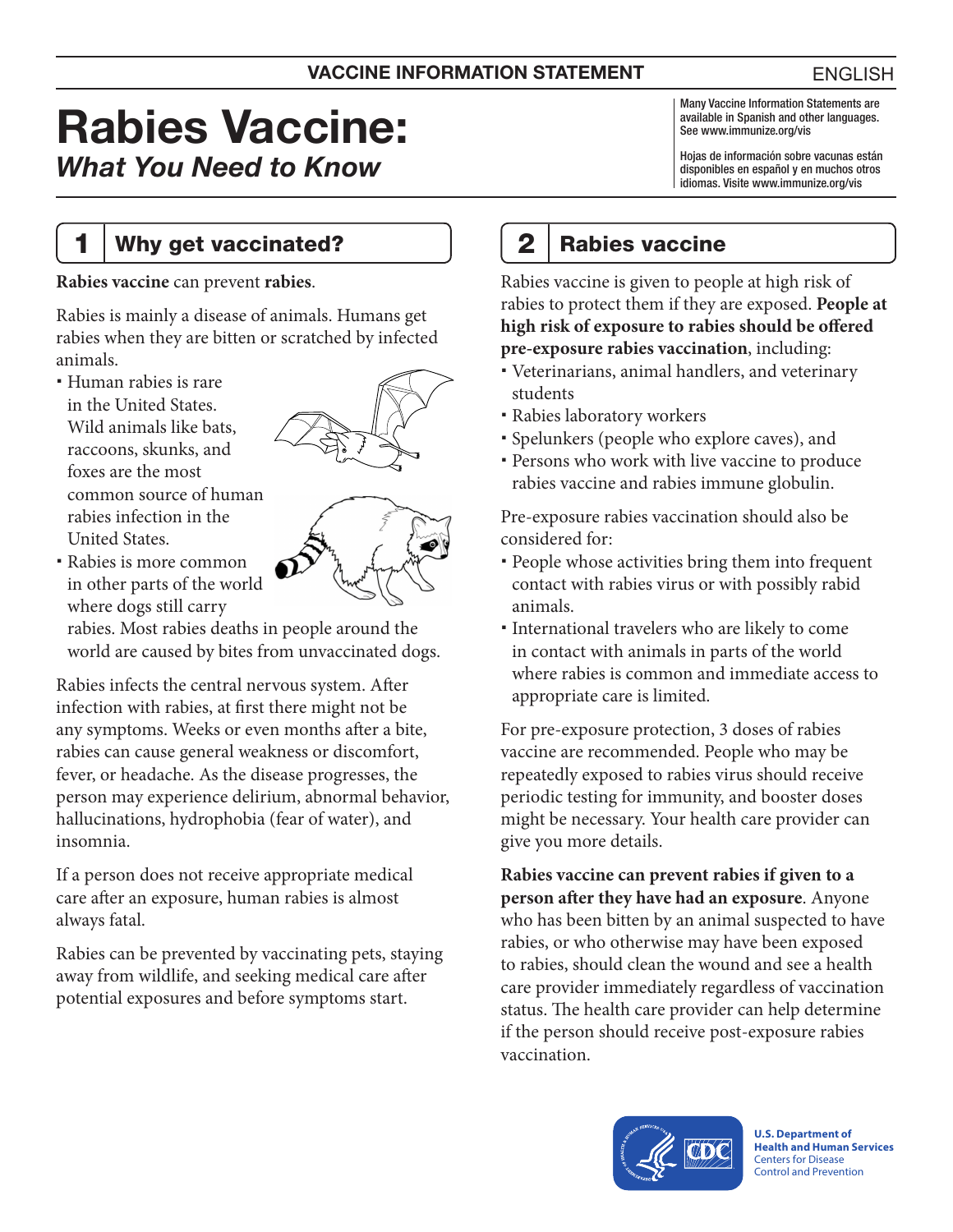VACCINE INFORMATION STATEMENT

ENGLISH

# Rabies Vaccine:
### *What You Need to Know*

Many Vaccine Information Statements are available in Spanish and other languages. See www.immunize.org/vis

Hojas de información sobre vacunas están disponibles en español y en muchos otros idiomas. Visite www.immunize.org/vis

## 1 Why get vaccinated?

**Rabies vaccine** can prevent **rabies**.

Rabies is mainly a disease of animals. Humans get rabies when they are bitten or scratched by infected animals.

- Human rabies is rare in the United States. Wild animals like bats, raccoons, skunks, and foxes are the most common source of human rabies infection in the United States.
- Rabies is more common in other parts of the world where dogs still carry rabies. Most rabies deaths in people around the world are caused by bites from unvaccinated dogs.

Rabies infects the central nervous system. After infection with rabies, at first there might not be any symptoms. Weeks or even months after a bite, rabies can cause general weakness or discomfort, fever, or headache. As the disease progresses, the person may experience delirium, abnormal behavior, hallucinations, hydrophobia (fear of water), and insomnia.

If a person does not receive appropriate medical care after an exposure, human rabies is almost always fatal.

Rabies can be prevented by vaccinating pets, staying away from wildlife, and seeking medical care after potential exposures and before symptoms start.

## 2 Rabies vaccine

Rabies vaccine is given to people at high risk of rabies to protect them if they are exposed. **People at high risk of exposure to rabies should be offered pre-exposure rabies vaccination**, including:

- Veterinarians, animal handlers, and veterinary students
- Rabies laboratory workers
- Spelunkers (people who explore caves), and
- Persons who work with live vaccine to produce rabies vaccine and rabies immune globulin.

Pre-exposure rabies vaccination should also be considered for:

- People whose activities bring them into frequent contact with rabies virus or with possibly rabid animals.
- International travelers who are likely to come in contact with animals in parts of the world where rabies is common and immediate access to appropriate care is limited.

For pre-exposure protection, 3 doses of rabies vaccine are recommended. People who may be repeatedly exposed to rabies virus should receive periodic testing for immunity, and booster doses might be necessary. Your health care provider can give you more details.

**Rabies vaccine can prevent rabies if given to a person after they have had an exposure**. Anyone who has been bitten by an animal suspected to have rabies, or who otherwise may have been exposed to rabies, should clean the wound and see a health care provider immediately regardless of vaccination status. The health care provider can help determine if the person should receive post-exposure rabies vaccination.

**U.S. Department of Health and Human Services**
Centers for Disease Control and Prevention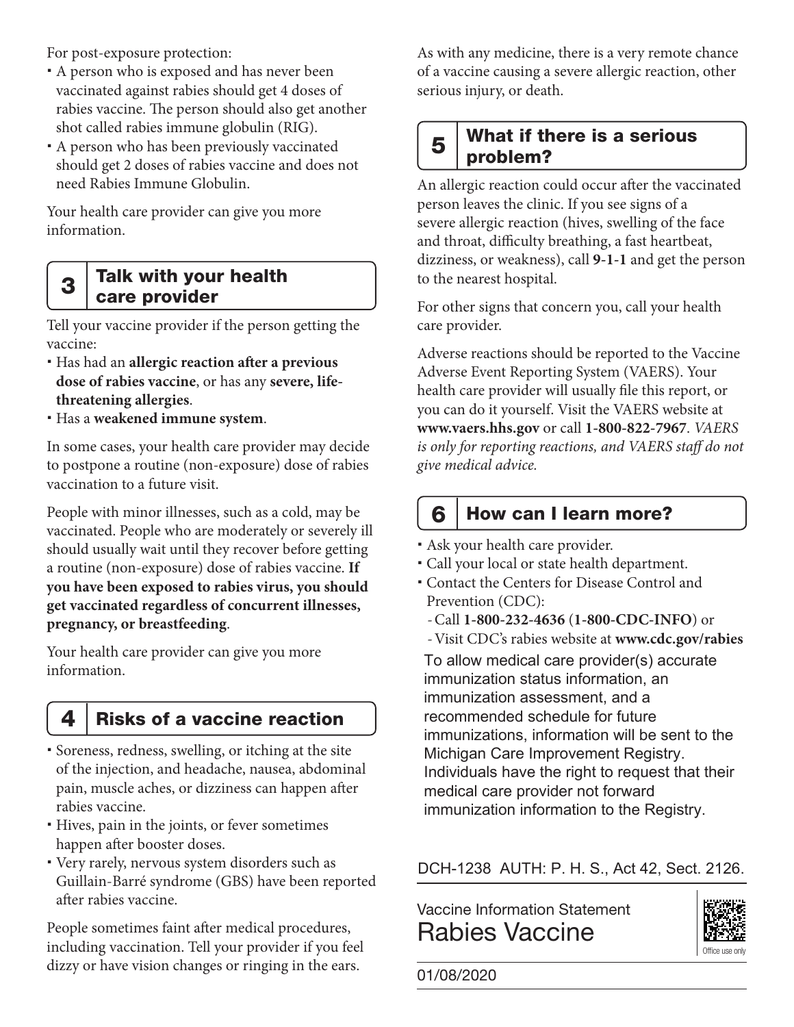For post-exposure protection:

- A person who is exposed and has never been vaccinated against rabies should get 4 doses of rabies vaccine. The person should also get another shot called rabies immune globulin (RIG).
- A person who has been previously vaccinated should get 2 doses of rabies vaccine and does not need Rabies Immune Globulin.

Your health care provider can give you more information.

## 3 Talk with your health care provider

Tell your vaccine provider if the person getting the vaccine:

- Has had an **allergic reaction after a previous dose of rabies vaccine**, or has any **severe, life-threatening allergies**.
- Has a **weakened immune system**.

In some cases, your health care provider may decide to postpone a routine (non-exposure) dose of rabies vaccination to a future visit.

People with minor illnesses, such as a cold, may be vaccinated. People who are moderately or severely ill should usually wait until they recover before getting a routine (non-exposure) dose of rabies vaccine. **If you have been exposed to rabies virus, you should get vaccinated regardless of concurrent illnesses, pregnancy, or breastfeeding**.

Your health care provider can give you more information.

## 4 Risks of a vaccine reaction

- Soreness, redness, swelling, or itching at the site of the injection, and headache, nausea, abdominal pain, muscle aches, or dizziness can happen after rabies vaccine.
- Hives, pain in the joints, or fever sometimes happen after booster doses.
- Very rarely, nervous system disorders such as Guillain-Barré syndrome (GBS) have been reported after rabies vaccine.

People sometimes faint after medical procedures, including vaccination. Tell your provider if you feel dizzy or have vision changes or ringing in the ears.

As with any medicine, there is a very remote chance of a vaccine causing a severe allergic reaction, other serious injury, or death.

## 5 What if there is a serious problem?

An allergic reaction could occur after the vaccinated person leaves the clinic. If you see signs of a severe allergic reaction (hives, swelling of the face and throat, difficulty breathing, a fast heartbeat, dizziness, or weakness), call **9-1-1** and get the person to the nearest hospital.

For other signs that concern you, call your health care provider.

Adverse reactions should be reported to the Vaccine Adverse Event Reporting System (VAERS). Your health care provider will usually file this report, or you can do it yourself. Visit the VAERS website at **www.vaers.hhs.gov** or call **1-800-822-7967**. *VAERS is only for reporting reactions, and VAERS staff do not give medical advice.*

## 6 How can I learn more?

- Ask your health care provider.
- Call your local or state health department.
- Contact the Centers for Disease Control and Prevention (CDC):
  - Call **1-800-232-4636** (**1-800-CDC-INFO**) or
  - Visit CDC's rabies website at **www.cdc.gov/rabies**

To allow medical care provider(s) accurate immunization status information, an immunization assessment, and a recommended schedule for future immunizations, information will be sent to the Michigan Care Improvement Registry. Individuals have the right to request that their medical care provider not forward immunization information to the Registry.

DCH-1238 AUTH: P. H. S., Act 42, Sect. 2126.

Vaccine Information Statement
Rabies Vaccine

Office use only

01/08/2020